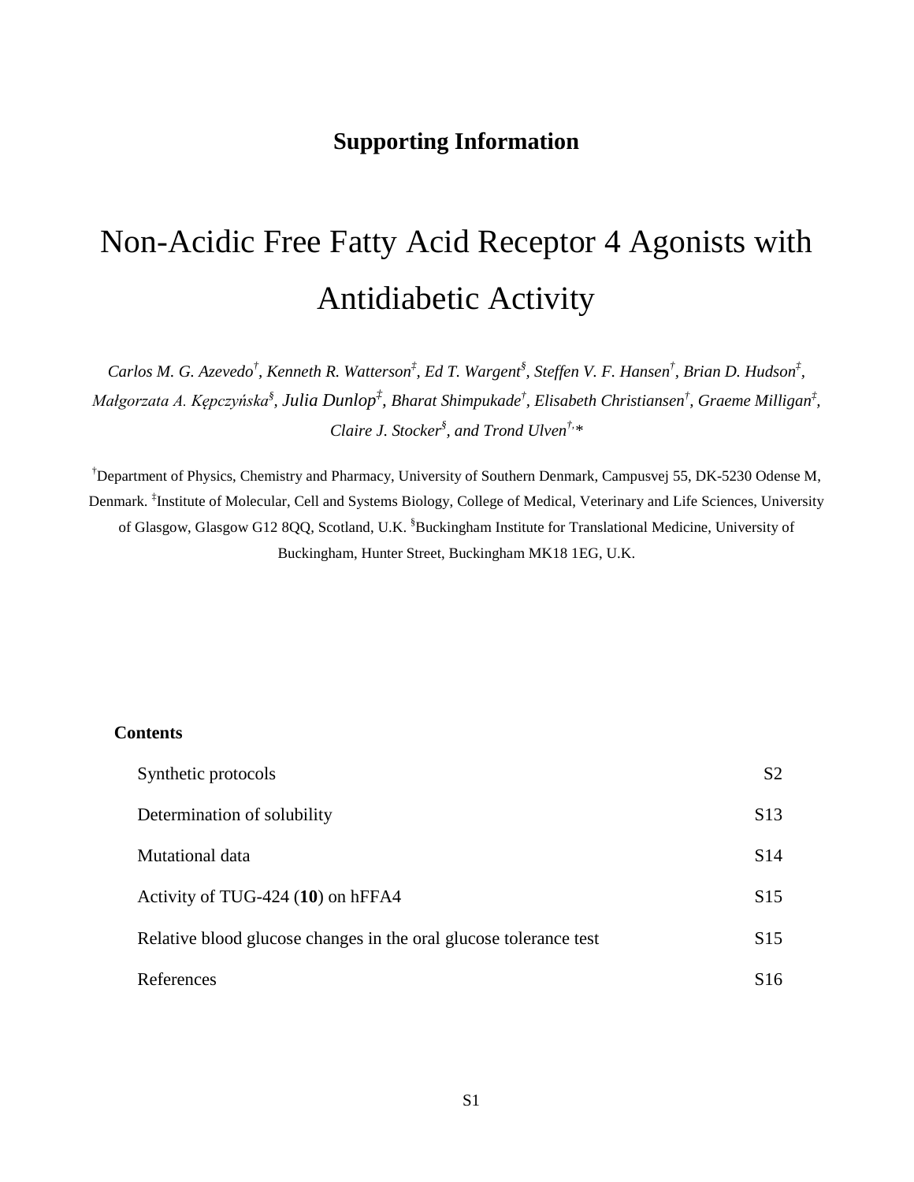# Supporting Information

# Non-Acidic Free Fatty Acid Receptor 4 Agonists with Antidiabetic Activity

*Carlos M. G. Azevedo[†], Kenneth R. Watterson[‡], Ed T. Wargent[§], Steffen V. F. Hansen[†], Brian D. Hudson[‡], Małgorzata A. Kępczyńska[§], Julia Dunlop[‡], Bharat Shimpukade[†], Elisabeth Christiansen[†], Graeme Milligan[‡], Claire J. Stocker[§], and Trond Ulven[†,*]*

[†]Department of Physics, Chemistry and Pharmacy, University of Southern Denmark, Campusvej 55, DK-5230 Odense M, Denmark. [‡]Institute of Molecular, Cell and Systems Biology, College of Medical, Veterinary and Life Sciences, University of Glasgow, Glasgow G12 8QQ, Scotland, U.K. [§]Buckingham Institute for Translational Medicine, University of Buckingham, Hunter Street, Buckingham MK18 1EG, U.K.

**Contents**

| | |
|---|---|
| Synthetic protocols | S2 |
| Determination of solubility | S13 |
| Mutational data | S14 |
| Activity of TUG-424 (**10**) on hFFA4 | S15 |
| Relative blood glucose changes in the oral glucose tolerance test | S15 |
| References | S16 |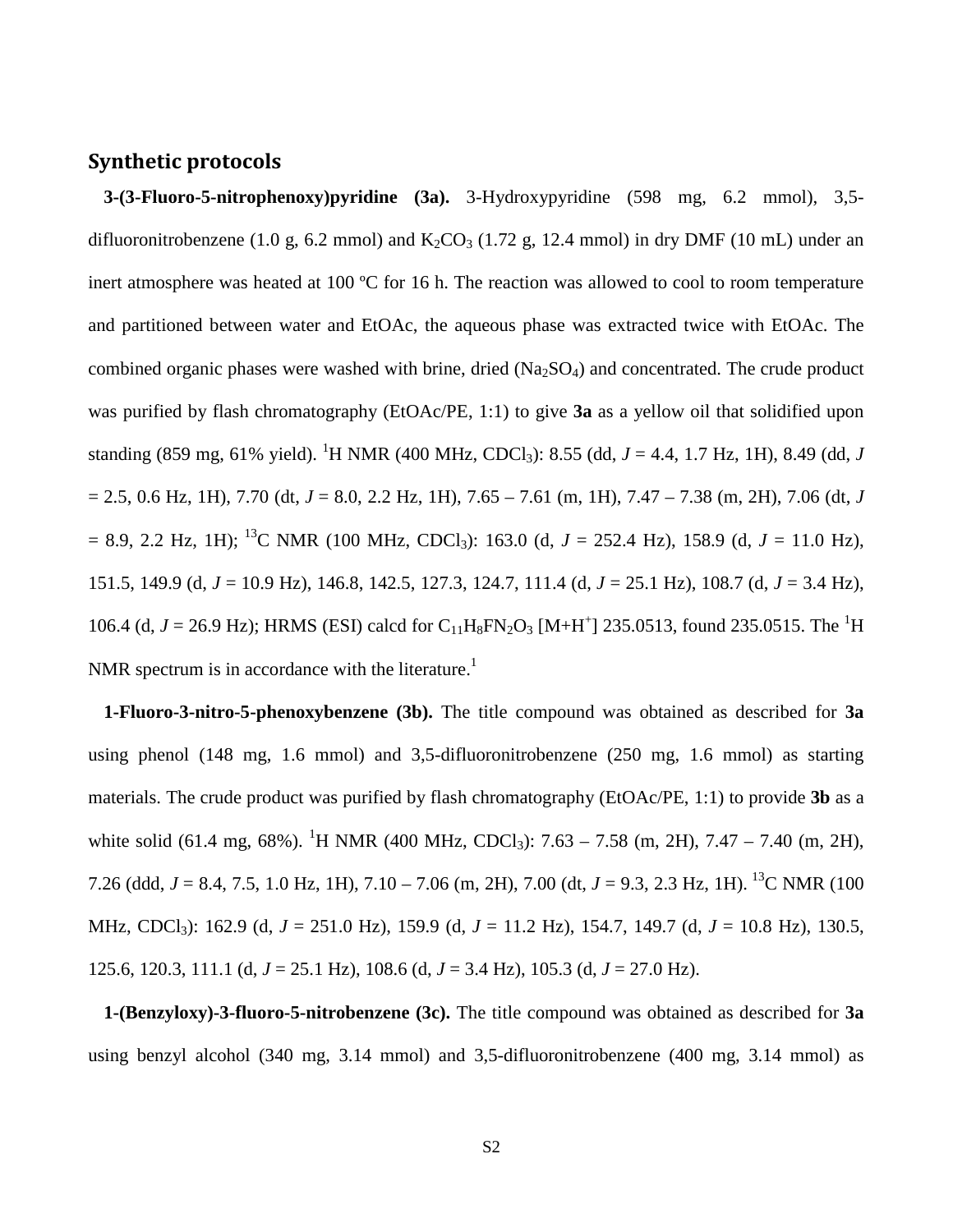## Synthetic protocols

**3-(3-Fluoro-5-nitrophenoxy)pyridine (3a).** 3-Hydroxypyridine (598 mg, 6.2 mmol), 3,5-difluoronitrobenzene (1.0 g, 6.2 mmol) and $K_2CO_3$ (1.72 g, 12.4 mmol) in dry DMF (10 mL) under an inert atmosphere was heated at 100 ºC for 16 h. The reaction was allowed to cool to room temperature and partitioned between water and EtOAc, the aqueous phase was extracted twice with EtOAc. The combined organic phases were washed with brine, dried ($Na_2SO_4$) and concentrated. The crude product was purified by flash chromatography (EtOAc/PE, 1:1) to give **3a** as a yellow oil that solidified upon standing (859 mg, 61% yield). $^1$H NMR (400 MHz, $CDCl_3$): 8.55 (dd, *J* = 4.4, 1.7 Hz, 1H), 8.49 (dd, *J* = 2.5, 0.6 Hz, 1H), 7.70 (dt, *J* = 8.0, 2.2 Hz, 1H), 7.65 – 7.61 (m, 1H), 7.47 – 7.38 (m, 2H), 7.06 (dt, *J* = 8.9, 2.2 Hz, 1H); $^{13}$C NMR (100 MHz, $CDCl_3$): 163.0 (d, *J* = 252.4 Hz), 158.9 (d, *J* = 11.0 Hz), 151.5, 149.9 (d, *J* = 10.9 Hz), 146.8, 142.5, 127.3, 124.7, 111.4 (d, *J* = 25.1 Hz), 108.7 (d, *J* = 3.4 Hz), 106.4 (d, *J* = 26.9 Hz); HRMS (ESI) calcd for $C_{11}H_8FN_2O_3$ [M+H$^+$] 235.0513, found 235.0515. The $^1$H NMR spectrum is in accordance with the literature.[1]

**1-Fluoro-3-nitro-5-phenoxybenzene (3b).** The title compound was obtained as described for **3a** using phenol (148 mg, 1.6 mmol) and 3,5-difluoronitrobenzene (250 mg, 1.6 mmol) as starting materials. The crude product was purified by flash chromatography (EtOAc/PE, 1:1) to provide **3b** as a white solid (61.4 mg, 68%). $^1$H NMR (400 MHz, $CDCl_3$): 7.63 – 7.58 (m, 2H), 7.47 – 7.40 (m, 2H), 7.26 (ddd, *J* = 8.4, 7.5, 1.0 Hz, 1H), 7.10 – 7.06 (m, 2H), 7.00 (dt, *J* = 9.3, 2.3 Hz, 1H). $^{13}$C NMR (100 MHz, $CDCl_3$): 162.9 (d, *J* = 251.0 Hz), 159.9 (d, *J* = 11.2 Hz), 154.7, 149.7 (d, *J* = 10.8 Hz), 130.5, 125.6, 120.3, 111.1 (d, *J* = 25.1 Hz), 108.6 (d, *J* = 3.4 Hz), 105.3 (d, *J* = 27.0 Hz).

**1-(Benzyloxy)-3-fluoro-5-nitrobenzene (3c).** The title compound was obtained as described for **3a** using benzyl alcohol (340 mg, 3.14 mmol) and 3,5-difluoronitrobenzene (400 mg, 3.14 mmol) as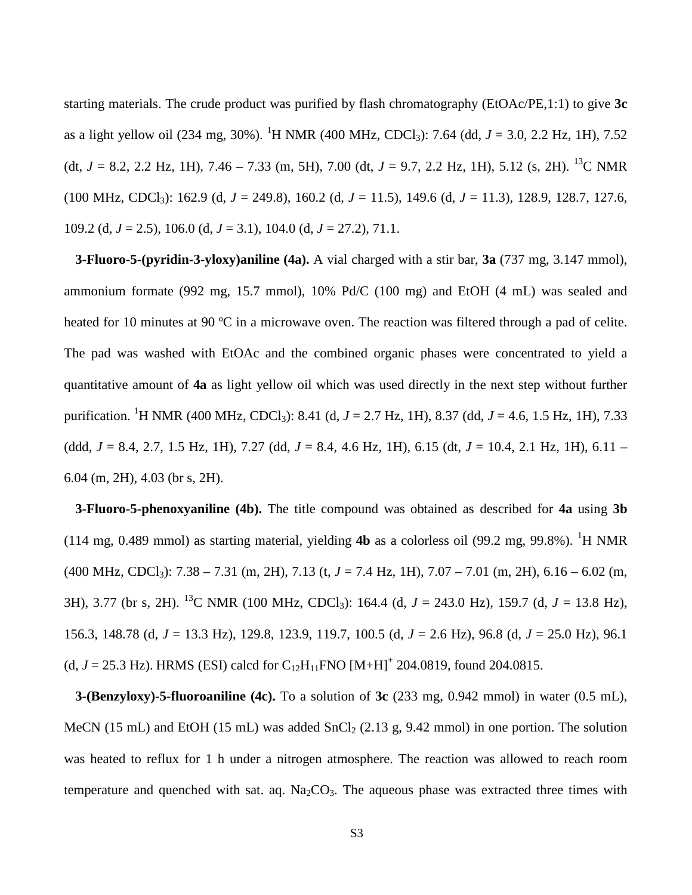starting materials. The crude product was purified by flash chromatography (EtOAc/PE,1:1) to give **3c** as a light yellow oil (234 mg, 30%). $^{1}$H NMR (400 MHz, $CDCl_3$): 7.64 (dd, *J* = 3.0, 2.2 Hz, 1H), 7.52 (dt, *J* = 8.2, 2.2 Hz, 1H), 7.46 – 7.33 (m, 5H), 7.00 (dt, *J* = 9.7, 2.2 Hz, 1H), 5.12 (s, 2H). $^{13}$C NMR (100 MHz, $CDCl_3$): 162.9 (d, *J* = 249.8), 160.2 (d, *J* = 11.5), 149.6 (d, *J* = 11.3), 128.9, 128.7, 127.6, 109.2 (d, *J* = 2.5), 106.0 (d, *J* = 3.1), 104.0 (d, *J* = 27.2), 71.1.

**3-Fluoro-5-(pyridin-3-yloxy)aniline (4a).** A vial charged with a stir bar, **3a** (737 mg, 3.147 mmol), ammonium formate (992 mg, 15.7 mmol), 10% Pd/C (100 mg) and EtOH (4 mL) was sealed and heated for 10 minutes at 90 ºC in a microwave oven. The reaction was filtered through a pad of celite. The pad was washed with EtOAc and the combined organic phases were concentrated to yield a quantitative amount of **4a** as light yellow oil which was used directly in the next step without further purification. $^{1}$H NMR (400 MHz, $CDCl_3$): 8.41 (d, *J* = 2.7 Hz, 1H), 8.37 (dd, *J* = 4.6, 1.5 Hz, 1H), 7.33 (ddd, *J* = 8.4, 2.7, 1.5 Hz, 1H), 7.27 (dd, *J* = 8.4, 4.6 Hz, 1H), 6.15 (dt, *J* = 10.4, 2.1 Hz, 1H), 6.11 – 6.04 (m, 2H), 4.03 (br s, 2H).

**3-Fluoro-5-phenoxyaniline (4b).** The title compound was obtained as described for **4a** using **3b** (114 mg, 0.489 mmol) as starting material, yielding **4b** as a colorless oil (99.2 mg, 99.8%). $^{1}$H NMR (400 MHz, $CDCl_3$): 7.38 – 7.31 (m, 2H), 7.13 (t, *J* = 7.4 Hz, 1H), 7.07 – 7.01 (m, 2H), 6.16 – 6.02 (m, 3H), 3.77 (br s, 2H). $^{13}$C NMR (100 MHz, $CDCl_3$): 164.4 (d, *J* = 243.0 Hz), 159.7 (d, *J* = 13.8 Hz), 156.3, 148.78 (d, *J* = 13.3 Hz), 129.8, 123.9, 119.7, 100.5 (d, *J* = 2.6 Hz), 96.8 (d, *J* = 25.0 Hz), 96.1 (d, *J* = 25.3 Hz). HRMS (ESI) calcd for $C_{12}H_{11}FNO$ $[M+H]^{+}$ 204.0819, found 204.0815.

**3-(Benzyloxy)-5-fluoroaniline (4c).** To a solution of **3c** (233 mg, 0.942 mmol) in water (0.5 mL), MeCN (15 mL) and EtOH (15 mL) was added $SnCl_2$ (2.13 g, 9.42 mmol) in one portion. The solution was heated to reflux for 1 h under a nitrogen atmosphere. The reaction was allowed to reach room temperature and quenched with sat. aq. $Na_2CO_3$. The aqueous phase was extracted three times with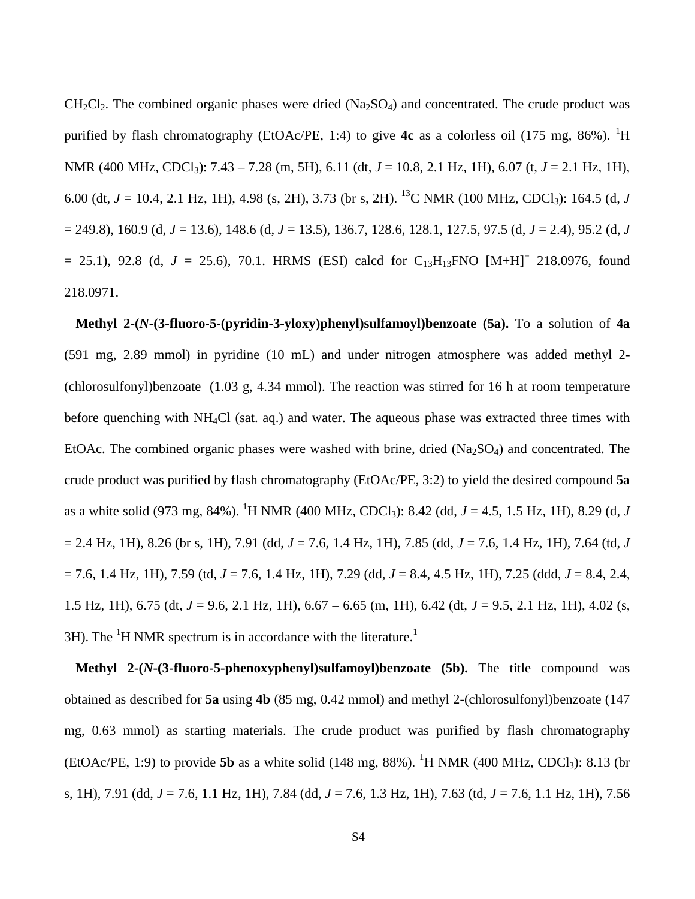$CH_2Cl_2$. The combined organic phases were dried ($Na_2SO_4$) and concentrated. The crude product was purified by flash chromatography (EtOAc/PE, 1:4) to give **4c** as a colorless oil (175 mg, 86%). $^1$H NMR (400 MHz, $CDCl_3$): 7.43 – 7.28 (m, 5H), 6.11 (dt, *J* = 10.8, 2.1 Hz, 1H), 6.07 (t, *J* = 2.1 Hz, 1H), 6.00 (dt, *J* = 10.4, 2.1 Hz, 1H), 4.98 (s, 2H), 3.73 (br s, 2H). $^{13}$C NMR (100 MHz, $CDCl_3$): 164.5 (d, *J* = 249.8), 160.9 (d, *J* = 13.6), 148.6 (d, *J* = 13.5), 136.7, 128.6, 128.1, 127.5, 97.5 (d, *J* = 2.4), 95.2 (d, *J* = 25.1), 92.8 (d, *J* = 25.6), 70.1. HRMS (ESI) calcd for $C_{13}H_{13}FNO$ $[M+H]^+$ 218.0976, found 218.0971.

**Methyl 2-(*N*-(3-fluoro-5-(pyridin-3-yloxy)phenyl)sulfamoyl)benzoate (5a).** To a solution of **4a** (591 mg, 2.89 mmol) in pyridine (10 mL) and under nitrogen atmosphere was added methyl 2-(chlorosulfonyl)benzoate (1.03 g, 4.34 mmol). The reaction was stirred for 16 h at room temperature before quenching with $NH_4Cl$ (sat. aq.) and water. The aqueous phase was extracted three times with EtOAc. The combined organic phases were washed with brine, dried ($Na_2SO_4$) and concentrated. The crude product was purified by flash chromatography (EtOAc/PE, 3:2) to yield the desired compound **5a** as a white solid (973 mg, 84%). $^1$H NMR (400 MHz, $CDCl_3$): 8.42 (dd, *J* = 4.5, 1.5 Hz, 1H), 8.29 (d, *J* = 2.4 Hz, 1H), 8.26 (br s, 1H), 7.91 (dd, *J* = 7.6, 1.4 Hz, 1H), 7.85 (dd, *J* = 7.6, 1.4 Hz, 1H), 7.64 (td, *J* = 7.6, 1.4 Hz, 1H), 7.59 (td, *J* = 7.6, 1.4 Hz, 1H), 7.29 (dd, *J* = 8.4, 4.5 Hz, 1H), 7.25 (ddd, *J* = 8.4, 2.4, 1.5 Hz, 1H), 6.75 (dt, *J* = 9.6, 2.1 Hz, 1H), 6.67 – 6.65 (m, 1H), 6.42 (dt, *J* = 9.5, 2.1 Hz, 1H), 4.02 (s, 3H). The $^1$H NMR spectrum is in accordance with the literature.[1]

**Methyl 2-(*N*-(3-fluoro-5-phenoxyphenyl)sulfamoyl)benzoate (5b).** The title compound was obtained as described for **5a** using **4b** (85 mg, 0.42 mmol) and methyl 2-(chlorosulfonyl)benzoate (147 mg, 0.63 mmol) as starting materials. The crude product was purified by flash chromatography (EtOAc/PE, 1:9) to provide **5b** as a white solid (148 mg, 88%). $^1$H NMR (400 MHz, $CDCl_3$): 8.13 (br s, 1H), 7.91 (dd, *J* = 7.6, 1.1 Hz, 1H), 7.84 (dd, *J* = 7.6, 1.3 Hz, 1H), 7.63 (td, *J* = 7.6, 1.1 Hz, 1H), 7.56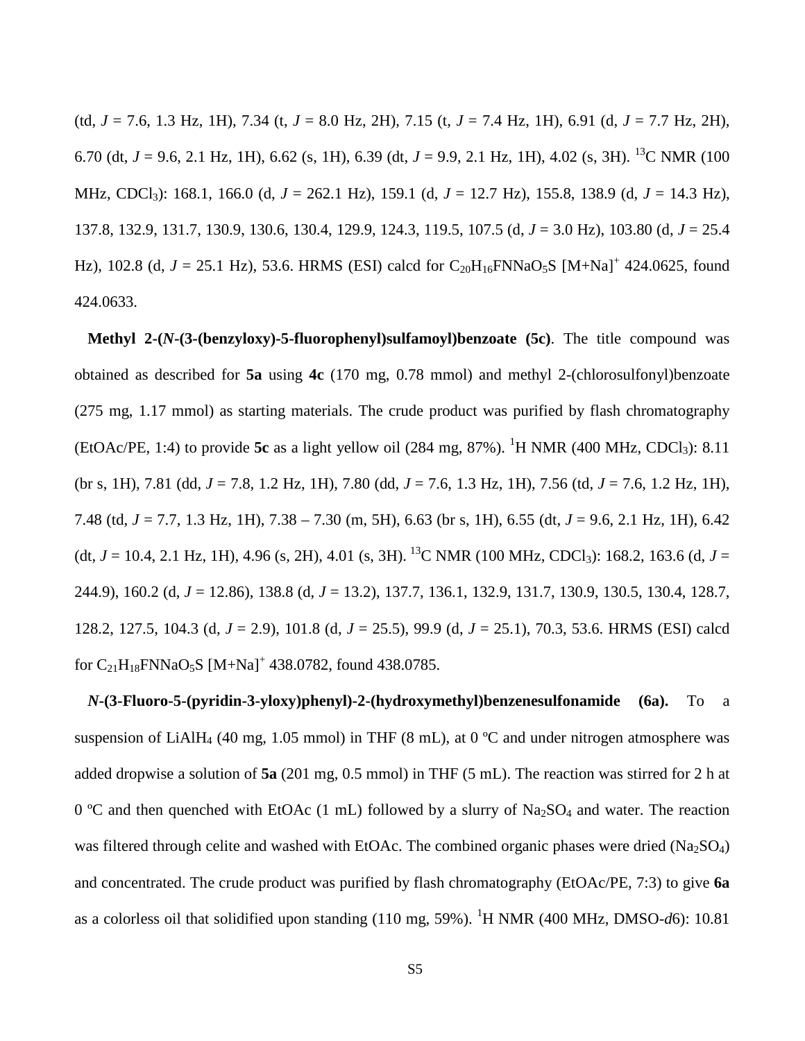(td, *J* = 7.6, 1.3 Hz, 1H), 7.34 (t, *J* = 8.0 Hz, 2H), 7.15 (t, *J* = 7.4 Hz, 1H), 6.91 (d, *J* = 7.7 Hz, 2H), 6.70 (dt, *J* = 9.6, 2.1 Hz, 1H), 6.62 (s, 1H), 6.39 (dt, *J* = 9.9, 2.1 Hz, 1H), 4.02 (s, 3H). $^{13}$C NMR (100 MHz, $CDCl_3$): 168.1, 166.0 (d, *J* = 262.1 Hz), 159.1 (d, *J* = 12.7 Hz), 155.8, 138.9 (d, *J* = 14.3 Hz), 137.8, 132.9, 131.7, 130.9, 130.6, 130.4, 129.9, 124.3, 119.5, 107.5 (d, *J* = 3.0 Hz), 103.80 (d, *J* = 25.4 Hz), 102.8 (d, *J* = 25.1 Hz), 53.6. HRMS (ESI) calcd for $C_{20}H_{16}FNNaO_5S$ $[M+Na]^+$ 424.0625, found 424.0633.

**Methyl 2-(*N*-(3-(benzyloxy)-5-fluorophenyl)sulfamoyl)benzoate (5c)**. The title compound was obtained as described for **5a** using **4c** (170 mg, 0.78 mmol) and methyl 2-(chlorosulfonyl)benzoate (275 mg, 1.17 mmol) as starting materials. The crude product was purified by flash chromatography (EtOAc/PE, 1:4) to provide **5c** as a light yellow oil (284 mg, 87%). $^1$H NMR (400 MHz, $CDCl_3$): 8.11 (br s, 1H), 7.81 (dd, *J* = 7.8, 1.2 Hz, 1H), 7.80 (dd, *J* = 7.6, 1.3 Hz, 1H), 7.56 (td, *J* = 7.6, 1.2 Hz, 1H), 7.48 (td, *J* = 7.7, 1.3 Hz, 1H), 7.38 – 7.30 (m, 5H), 6.63 (br s, 1H), 6.55 (dt, *J* = 9.6, 2.1 Hz, 1H), 6.42 (dt, *J* = 10.4, 2.1 Hz, 1H), 4.96 (s, 2H), 4.01 (s, 3H). $^{13}$C NMR (100 MHz, $CDCl_3$): 168.2, 163.6 (d, *J* = 244.9), 160.2 (d, *J* = 12.86), 138.8 (d, *J* = 13.2), 137.7, 136.1, 132.9, 131.7, 130.9, 130.5, 130.4, 128.7, 128.2, 127.5, 104.3 (d, *J* = 2.9), 101.8 (d, *J* = 25.5), 99.9 (d, *J* = 25.1), 70.3, 53.6. HRMS (ESI) calcd for $C_{21}H_{18}FNNaO_5S$ $[M+Na]^+$ 438.0782, found 438.0785.

***N*-(3-Fluoro-5-(pyridin-3-yloxy)phenyl)-2-(hydroxymethyl)benzenesulfonamide (6a).** To a suspension of $LiAlH_4$ (40 mg, 1.05 mmol) in THF (8 mL), at 0 ºC and under nitrogen atmosphere was added dropwise a solution of **5a** (201 mg, 0.5 mmol) in THF (5 mL). The reaction was stirred for 2 h at 0 ºC and then quenched with EtOAc (1 mL) followed by a slurry of $Na_2SO_4$ and water. The reaction was filtered through celite and washed with EtOAc. The combined organic phases were dried ($Na_2SO_4$) and concentrated. The crude product was purified by flash chromatography (EtOAc/PE, 7:3) to give **6a** as a colorless oil that solidified upon standing (110 mg, 59%). $^1$H NMR (400 MHz, DMSO-*d*6): 10.81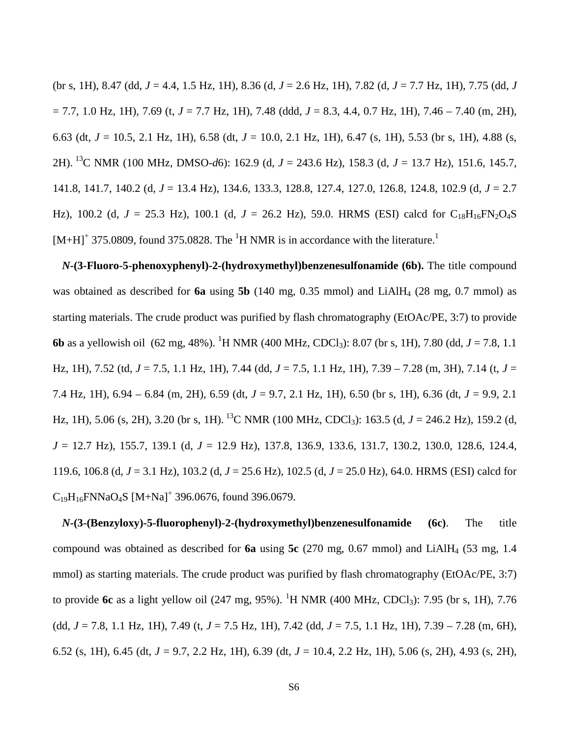(br s, 1H), 8.47 (dd, *J* = 4.4, 1.5 Hz, 1H), 8.36 (d, *J* = 2.6 Hz, 1H), 7.82 (d, *J* = 7.7 Hz, 1H), 7.75 (dd, *J* = 7.7, 1.0 Hz, 1H), 7.69 (t, *J* = 7.7 Hz, 1H), 7.48 (ddd, *J* = 8.3, 4.4, 0.7 Hz, 1H), 7.46 – 7.40 (m, 2H), 6.63 (dt, *J* = 10.5, 2.1 Hz, 1H), 6.58 (dt, *J* = 10.0, 2.1 Hz, 1H), 6.47 (s, 1H), 5.53 (br s, 1H), 4.88 (s, 2H). $^{13}$C NMR (100 MHz, DMSO-*d*6): 162.9 (d, *J* = 243.6 Hz), 158.3 (d, *J* = 13.7 Hz), 151.6, 145.7, 141.8, 141.7, 140.2 (d, *J* = 13.4 Hz), 134.6, 133.3, 128.8, 127.4, 127.0, 126.8, 124.8, 102.9 (d, *J* = 2.7 Hz), 100.2 (d, *J* = 25.3 Hz), 100.1 (d, *J* = 26.2 Hz), 59.0. HRMS (ESI) calcd for $C_{18}H_{16}FN_2O_4S$ $[M+H]^+$ 375.0809, found 375.0828. The $^1$H NMR is in accordance with the literature.[1]

***N*-(3-Fluoro-5-phenoxyphenyl)-2-(hydroxymethyl)benzenesulfonamide (6b).** The title compound was obtained as described for **6a** using **5b** (140 mg, 0.35 mmol) and $LiAlH_4$ (28 mg, 0.7 mmol) as starting materials. The crude product was purified by flash chromatography (EtOAc/PE, 3:7) to provide **6b** as a yellowish oil (62 mg, 48%). $^1$H NMR (400 MHz, $CDCl_3$): 8.07 (br s, 1H), 7.80 (dd, *J* = 7.8, 1.1 Hz, 1H), 7.52 (td, *J* = 7.5, 1.1 Hz, 1H), 7.44 (dd, *J* = 7.5, 1.1 Hz, 1H), 7.39 – 7.28 (m, 3H), 7.14 (t, *J* = 7.4 Hz, 1H), 6.94 – 6.84 (m, 2H), 6.59 (dt, *J* = 9.7, 2.1 Hz, 1H), 6.50 (br s, 1H), 6.36 (dt, *J* = 9.9, 2.1 Hz, 1H), 5.06 (s, 2H), 3.20 (br s, 1H). $^{13}$C NMR (100 MHz, $CDCl_3$): 163.5 (d, *J* = 246.2 Hz), 159.2 (d, *J* = 12.7 Hz), 155.7, 139.1 (d, *J* = 12.9 Hz), 137.8, 136.9, 133.6, 131.7, 130.2, 130.0, 128.6, 124.4, 119.6, 106.8 (d, *J* = 3.1 Hz), 103.2 (d, *J* = 25.6 Hz), 102.5 (d, *J* = 25.0 Hz), 64.0. HRMS (ESI) calcd for $C_{19}H_{16}FNNaO_4S$ $[M+Na]^+$ 396.0676, found 396.0679.

***N*-(3-(Benzyloxy)-5-fluorophenyl)-2-(hydroxymethyl)benzenesulfonamide (6c).** The title compound was obtained as described for **6a** using **5c** (270 mg, 0.67 mmol) and $LiAlH_4$ (53 mg, 1.4 mmol) as starting materials. The crude product was purified by flash chromatography (EtOAc/PE, 3:7) to provide **6c** as a light yellow oil (247 mg, 95%). $^1$H NMR (400 MHz, $CDCl_3$): 7.95 (br s, 1H), 7.76 (dd, *J* = 7.8, 1.1 Hz, 1H), 7.49 (t, *J* = 7.5 Hz, 1H), 7.42 (dd, *J* = 7.5, 1.1 Hz, 1H), 7.39 – 7.28 (m, 6H), 6.52 (s, 1H), 6.45 (dt, *J* = 9.7, 2.2 Hz, 1H), 6.39 (dt, *J* = 10.4, 2.2 Hz, 1H), 5.06 (s, 2H), 4.93 (s, 2H),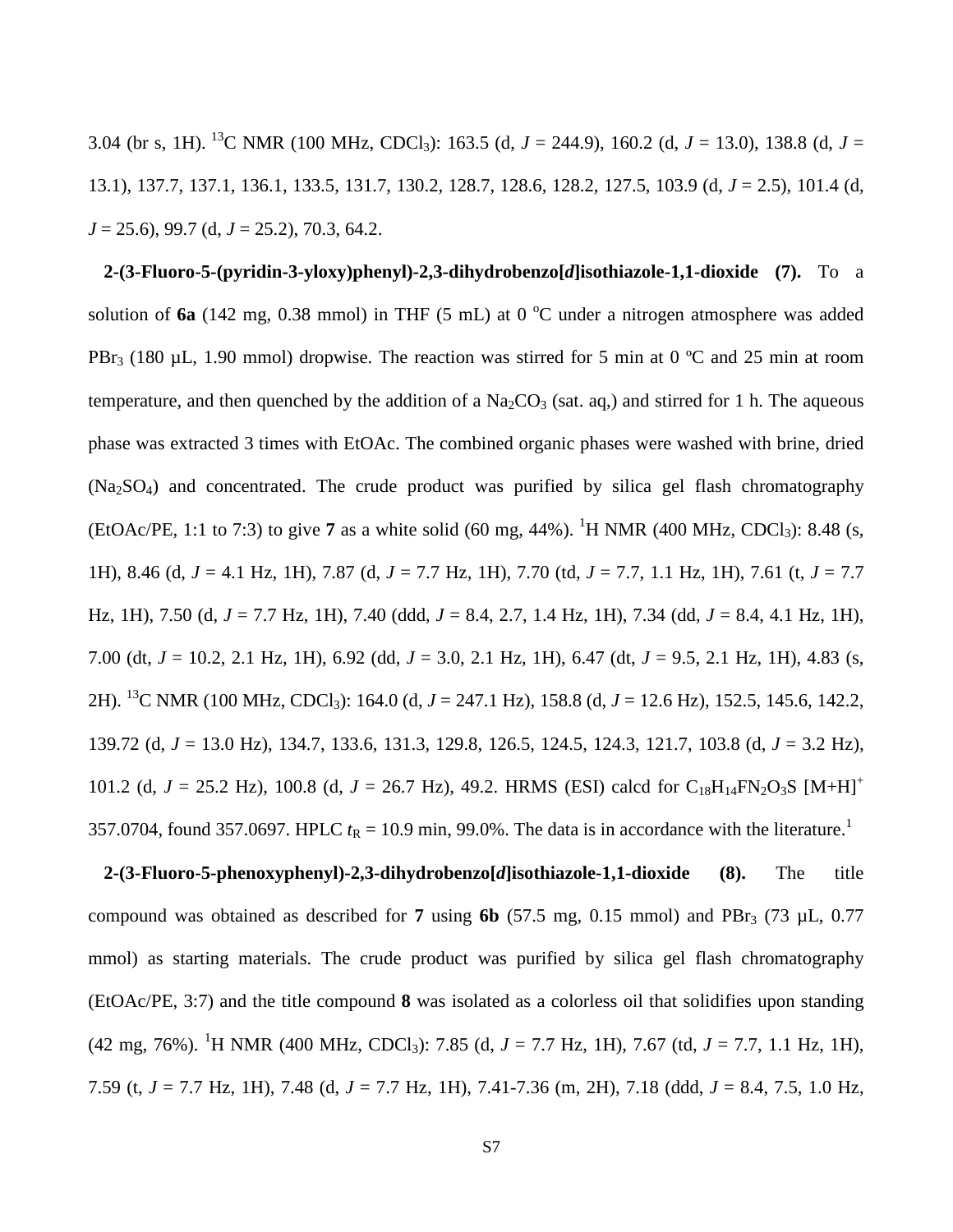3.04 (br s, 1H). $^{13}$C NMR (100 MHz, $CDCl_3$): 163.5 (d, *J* = 244.9), 160.2 (d, *J* = 13.0), 138.8 (d, *J* = 13.1), 137.7, 137.1, 136.1, 133.5, 131.7, 130.2, 128.7, 128.6, 128.2, 127.5, 103.9 (d, *J* = 2.5), 101.4 (d, *J* = 25.6), 99.7 (d, *J* = 25.2), 70.3, 64.2.

**2-(3-Fluoro-5-(pyridin-3-yloxy)phenyl)-2,3-dihydrobenzo[*d*]isothiazole-1,1-dioxide (7).** To a solution of **6a** (142 mg, 0.38 mmol) in THF (5 mL) at 0 °C under a nitrogen atmosphere was added $PBr_3$ (180 µL, 1.90 mmol) dropwise. The reaction was stirred for 5 min at 0 ºC and 25 min at room temperature, and then quenched by the addition of a $Na_2CO_3$ (sat. aq,) and stirred for 1 h. The aqueous phase was extracted 3 times with EtOAc. The combined organic phases were washed with brine, dried ($Na_2SO_4$) and concentrated. The crude product was purified by silica gel flash chromatography (EtOAc/PE, 1:1 to 7:3) to give **7** as a white solid (60 mg, 44%). $^1$H NMR (400 MHz, $CDCl_3$): 8.48 (s, 1H), 8.46 (d, *J* = 4.1 Hz, 1H), 7.87 (d, *J* = 7.7 Hz, 1H), 7.70 (td, *J* = 7.7, 1.1 Hz, 1H), 7.61 (t, *J* = 7.7 Hz, 1H), 7.50 (d, *J* = 7.7 Hz, 1H), 7.40 (ddd, *J* = 8.4, 2.7, 1.4 Hz, 1H), 7.34 (dd, *J* = 8.4, 4.1 Hz, 1H), 7.00 (dt, *J* = 10.2, 2.1 Hz, 1H), 6.92 (dd, *J* = 3.0, 2.1 Hz, 1H), 6.47 (dt, *J* = 9.5, 2.1 Hz, 1H), 4.83 (s, 2H). $^{13}$C NMR (100 MHz, $CDCl_3$): 164.0 (d, *J* = 247.1 Hz), 158.8 (d, *J* = 12.6 Hz), 152.5, 145.6, 142.2, 139.72 (d, *J* = 13.0 Hz), 134.7, 133.6, 131.3, 129.8, 126.5, 124.5, 124.3, 121.7, 103.8 (d, *J* = 3.2 Hz), 101.2 (d, *J* = 25.2 Hz), 100.8 (d, *J* = 26.7 Hz), 49.2. HRMS (ESI) calcd for $C_{18}H_{14}FN_2O_3S$ $[M+H]^+$ 357.0704, found 357.0697. HPLC $t_R$ = 10.9 min, 99.0%. The data is in accordance with the literature.[1]

**2-(3-Fluoro-5-phenoxyphenyl)-2,3-dihydrobenzo[*d*]isothiazole-1,1-dioxide (8).** The title compound was obtained as described for **7** using **6b** (57.5 mg, 0.15 mmol) and $PBr_3$ (73 µL, 0.77 mmol) as starting materials. The crude product was purified by silica gel flash chromatography (EtOAc/PE, 3:7) and the title compound **8** was isolated as a colorless oil that solidifies upon standing (42 mg, 76%). $^1$H NMR (400 MHz, $CDCl_3$): 7.85 (d, *J* = 7.7 Hz, 1H), 7.67 (td, *J* = 7.7, 1.1 Hz, 1H), 7.59 (t, *J* = 7.7 Hz, 1H), 7.48 (d, *J* = 7.7 Hz, 1H), 7.41-7.36 (m, 2H), 7.18 (ddd, *J* = 8.4, 7.5, 1.0 Hz,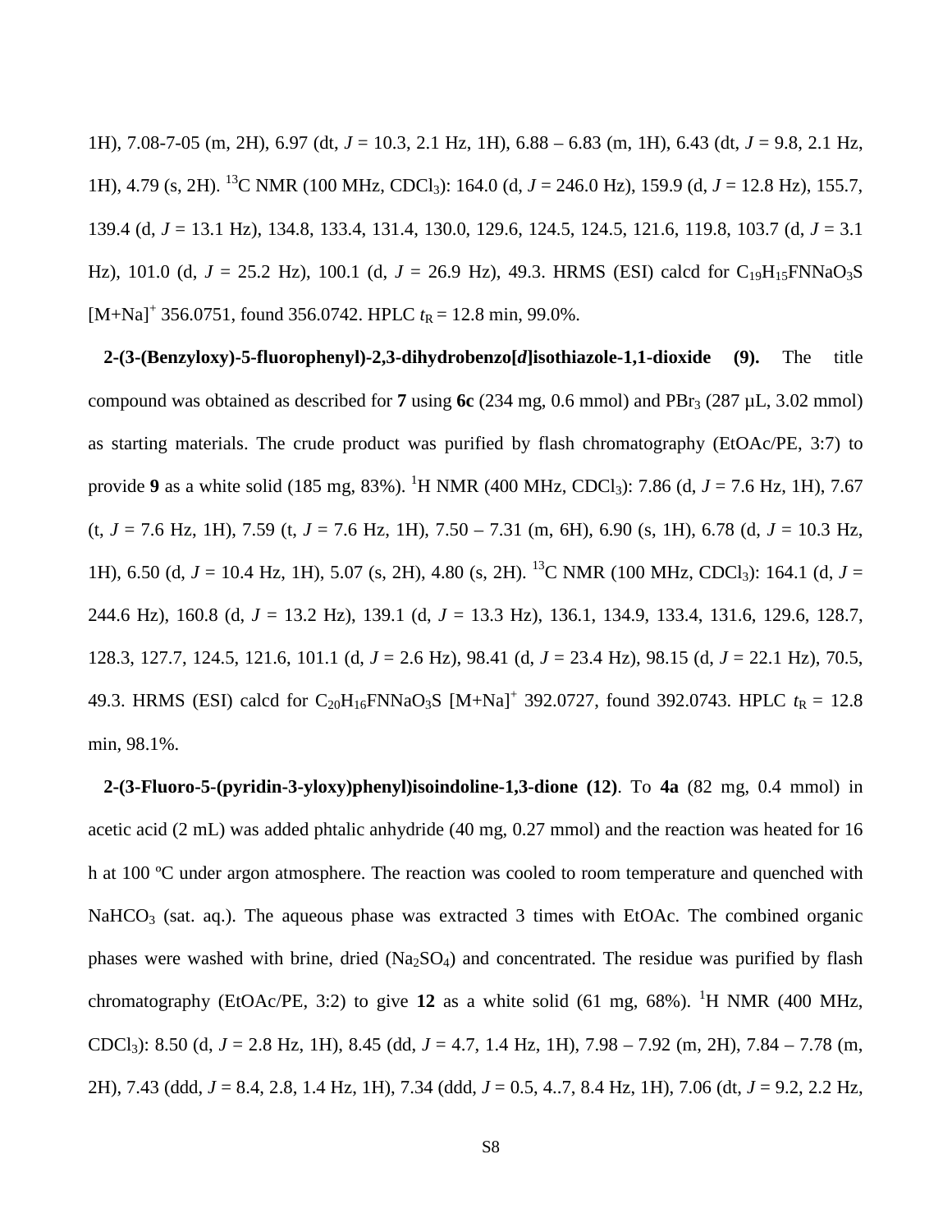1H), 7.08-7-05 (m, 2H), 6.97 (dt, *J* = 10.3, 2.1 Hz, 1H), 6.88 – 6.83 (m, 1H), 6.43 (dt, *J* = 9.8, 2.1 Hz, 1H), 4.79 (s, 2H). $^{13}$C NMR (100 MHz, $CDCl_3$): 164.0 (d, *J* = 246.0 Hz), 159.9 (d, *J* = 12.8 Hz), 155.7, 139.4 (d, *J* = 13.1 Hz), 134.8, 133.4, 131.4, 130.0, 129.6, 124.5, 124.5, 121.6, 119.8, 103.7 (d, *J* = 3.1 Hz), 101.0 (d, *J* = 25.2 Hz), 100.1 (d, *J* = 26.9 Hz), 49.3. HRMS (ESI) calcd for $C_{19}H_{15}FNNaO_3S$ $[M+Na]^+$ 356.0751, found 356.0742. HPLC $t_R$ = 12.8 min, 99.0%.

**2-(3-(Benzyloxy)-5-fluorophenyl)-2,3-dihydrobenzo[*d*]isothiazole-1,1-dioxide (9).** The title compound was obtained as described for **7** using **6c** (234 mg, 0.6 mmol) and $PBr_3$ (287 µL, 3.02 mmol) as starting materials. The crude product was purified by flash chromatography (EtOAc/PE, 3:7) to provide **9** as a white solid (185 mg, 83%). $^1$H NMR (400 MHz, $CDCl_3$): 7.86 (d, *J* = 7.6 Hz, 1H), 7.67 (t, *J* = 7.6 Hz, 1H), 7.59 (t, *J* = 7.6 Hz, 1H), 7.50 – 7.31 (m, 6H), 6.90 (s, 1H), 6.78 (d, *J* = 10.3 Hz, 1H), 6.50 (d, *J* = 10.4 Hz, 1H), 5.07 (s, 2H), 4.80 (s, 2H). $^{13}$C NMR (100 MHz, $CDCl_3$): 164.1 (d, *J* = 244.6 Hz), 160.8 (d, *J* = 13.2 Hz), 139.1 (d, *J* = 13.3 Hz), 136.1, 134.9, 133.4, 131.6, 129.6, 128.7, 128.3, 127.7, 124.5, 121.6, 101.1 (d, *J* = 2.6 Hz), 98.41 (d, *J* = 23.4 Hz), 98.15 (d, *J* = 22.1 Hz), 70.5, 49.3. HRMS (ESI) calcd for $C_{20}H_{16}FNNaO_3S$ $[M+Na]^+$ 392.0727, found 392.0743. HPLC $t_R$ = 12.8 min, 98.1%.

**2-(3-Fluoro-5-(pyridin-3-yloxy)phenyl)isoindoline-1,3-dione (12)**. To **4a** (82 mg, 0.4 mmol) in acetic acid (2 mL) was added phtalic anhydride (40 mg, 0.27 mmol) and the reaction was heated for 16 h at 100 ºC under argon atmosphere. The reaction was cooled to room temperature and quenched with $NaHCO_3$ (sat. aq.). The aqueous phase was extracted 3 times with EtOAc. The combined organic phases were washed with brine, dried ($Na_2SO_4$) and concentrated. The residue was purified by flash chromatography (EtOAc/PE, 3:2) to give **12** as a white solid (61 mg, 68%). $^1$H NMR (400 MHz, $CDCl_3$): 8.50 (d, *J* = 2.8 Hz, 1H), 8.45 (dd, *J* = 4.7, 1.4 Hz, 1H), 7.98 – 7.92 (m, 2H), 7.84 – 7.78 (m, 2H), 7.43 (ddd, *J* = 8.4, 2.8, 1.4 Hz, 1H), 7.34 (ddd, *J* = 0.5, 4..7, 8.4 Hz, 1H), 7.06 (dt, *J* = 9.2, 2.2 Hz,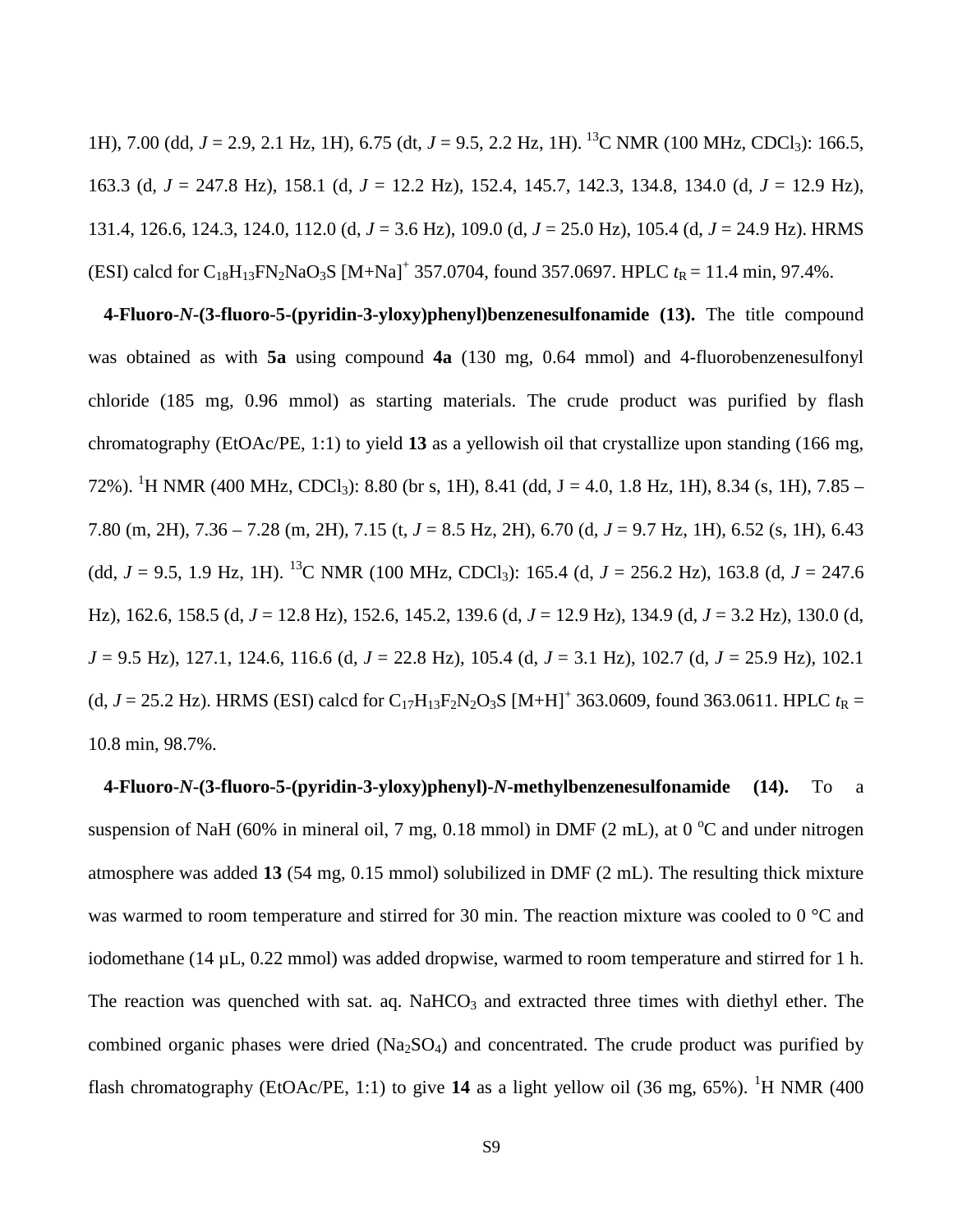1H), 7.00 (dd, *J* = 2.9, 2.1 Hz, 1H), 6.75 (dt, *J* = 9.5, 2.2 Hz, 1H). $^{13}$C NMR (100 MHz, $CDCl_3$): 166.5, 163.3 (d, *J* = 247.8 Hz), 158.1 (d, *J* = 12.2 Hz), 152.4, 145.7, 142.3, 134.8, 134.0 (d, *J* = 12.9 Hz), 131.4, 126.6, 124.3, 124.0, 112.0 (d, *J* = 3.6 Hz), 109.0 (d, *J* = 25.0 Hz), 105.4 (d, *J* = 24.9 Hz). HRMS (ESI) calcd for $C_{18}H_{13}FN_2NaO_3S$ $[M+Na]^+$ 357.0704, found 357.0697. HPLC $t_R$ = 11.4 min, 97.4%.

**4-Fluoro-*N*-(3-fluoro-5-(pyridin-3-yloxy)phenyl)benzenesulfonamide (13).** The title compound was obtained as with **5a** using compound **4a** (130 mg, 0.64 mmol) and 4-fluorobenzenesulfonyl chloride (185 mg, 0.96 mmol) as starting materials. The crude product was purified by flash chromatography (EtOAc/PE, 1:1) to yield **13** as a yellowish oil that crystallize upon standing (166 mg, 72%). $^{1}$H NMR (400 MHz, $CDCl_3$): 8.80 (br s, 1H), 8.41 (dd, J = 4.0, 1.8 Hz, 1H), 8.34 (s, 1H), 7.85 – 7.80 (m, 2H), 7.36 – 7.28 (m, 2H), 7.15 (t, *J* = 8.5 Hz, 2H), 6.70 (d, *J* = 9.7 Hz, 1H), 6.52 (s, 1H), 6.43 (dd, *J* = 9.5, 1.9 Hz, 1H). $^{13}$C NMR (100 MHz, $CDCl_3$): 165.4 (d, *J* = 256.2 Hz), 163.8 (d, *J* = 247.6 Hz), 162.6, 158.5 (d, *J* = 12.8 Hz), 152.6, 145.2, 139.6 (d, *J* = 12.9 Hz), 134.9 (d, *J* = 3.2 Hz), 130.0 (d, *J* = 9.5 Hz), 127.1, 124.6, 116.6 (d, *J* = 22.8 Hz), 105.4 (d, *J* = 3.1 Hz), 102.7 (d, *J* = 25.9 Hz), 102.1 (d, *J* = 25.2 Hz). HRMS (ESI) calcd for $C_{17}H_{13}F_2N_2O_3S$ $[M+H]^+$ 363.0609, found 363.0611. HPLC $t_R$ = 10.8 min, 98.7%.

**4-Fluoro-*N*-(3-fluoro-5-(pyridin-3-yloxy)phenyl)-*N*-methylbenzenesulfonamide (14).** To a suspension of NaH (60% in mineral oil, 7 mg, 0.18 mmol) in DMF (2 mL), at 0 $^{o}$C and under nitrogen atmosphere was added **13** (54 mg, 0.15 mmol) solubilized in DMF (2 mL). The resulting thick mixture was warmed to room temperature and stirred for 30 min. The reaction mixture was cooled to 0 °C and iodomethane (14 µL, 0.22 mmol) was added dropwise, warmed to room temperature and stirred for 1 h. The reaction was quenched with sat. aq. $NaHCO_3$ and extracted three times with diethyl ether. The combined organic phases were dried ($Na_2SO_4$) and concentrated. The crude product was purified by flash chromatography (EtOAc/PE, 1:1) to give **14** as a light yellow oil (36 mg, 65%). $^{1}$H NMR (400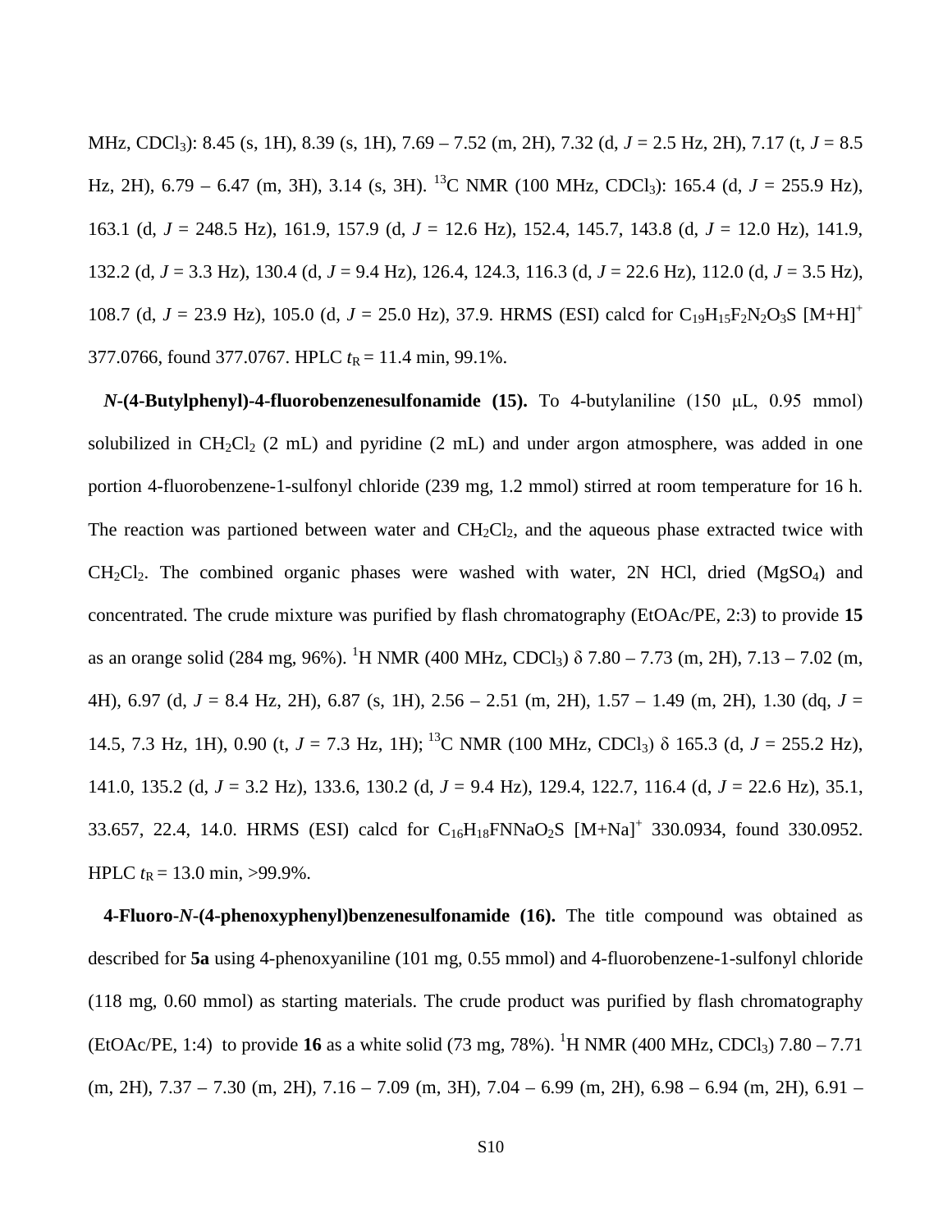MHz, $CDCl_3$): 8.45 (s, 1H), 8.39 (s, 1H), 7.69 – 7.52 (m, 2H), 7.32 (d, *J* = 2.5 Hz, 2H), 7.17 (t, *J* = 8.5 Hz, 2H), 6.79 – 6.47 (m, 3H), 3.14 (s, 3H). $^{13}C$ NMR (100 MHz, $CDCl_3$): 165.4 (d, *J* = 255.9 Hz), 163.1 (d, *J* = 248.5 Hz), 161.9, 157.9 (d, *J* = 12.6 Hz), 152.4, 145.7, 143.8 (d, *J* = 12.0 Hz), 141.9, 132.2 (d, *J* = 3.3 Hz), 130.4 (d, *J* = 9.4 Hz), 126.4, 124.3, 116.3 (d, *J* = 22.6 Hz), 112.0 (d, *J* = 3.5 Hz), 108.7 (d, *J* = 23.9 Hz), 105.0 (d, *J* = 25.0 Hz), 37.9. HRMS (ESI) calcd for $C_{19}H_{15}F_2N_2O_3S$ $[M+H]^+$ 377.0766, found 377.0767. HPLC $t_R$ = 11.4 min, 99.1%.

***N*-(4-Butylphenyl)-4-fluorobenzenesulfonamide (15).** To 4-butylaniline (150 μL, 0.95 mmol) solubilized in $CH_2Cl_2$ (2 mL) and pyridine (2 mL) and under argon atmosphere, was added in one portion 4-fluorobenzene-1-sulfonyl chloride (239 mg, 1.2 mmol) stirred at room temperature for 16 h. The reaction was partioned between water and $CH_2Cl_2$, and the aqueous phase extracted twice with $CH_2Cl_2$. The combined organic phases were washed with water, 2N HCl, dried ($MgSO_4$) and concentrated. The crude mixture was purified by flash chromatography (EtOAc/PE, 2:3) to provide **15** as an orange solid (284 mg, 96%). $^1H$ NMR (400 MHz, $CDCl_3$) δ 7.80 – 7.73 (m, 2H), 7.13 – 7.02 (m, 4H), 6.97 (d, *J* = 8.4 Hz, 2H), 6.87 (s, 1H), 2.56 – 2.51 (m, 2H), 1.57 – 1.49 (m, 2H), 1.30 (dq, *J* = 14.5, 7.3 Hz, 1H), 0.90 (t, *J* = 7.3 Hz, 1H); $^{13}C$ NMR (100 MHz, $CDCl_3$) δ 165.3 (d, *J* = 255.2 Hz), 141.0, 135.2 (d, *J* = 3.2 Hz), 133.6, 130.2 (d, *J* = 9.4 Hz), 129.4, 122.7, 116.4 (d, *J* = 22.6 Hz), 35.1, 33.657, 22.4, 14.0. HRMS (ESI) calcd for $C_{16}H_{18}FNNaO_2S$ $[M+Na]^+$ 330.0934, found 330.0952. HPLC $t_R$ = 13.0 min, >99.9%.

**4-Fluoro-*N*-(4-phenoxyphenyl)benzenesulfonamide (16).** The title compound was obtained as described for **5a** using 4-phenoxyaniline (101 mg, 0.55 mmol) and 4-fluorobenzene-1-sulfonyl chloride (118 mg, 0.60 mmol) as starting materials. The crude product was purified by flash chromatography (EtOAc/PE, 1:4) to provide **16** as a white solid (73 mg, 78%). $^1H$ NMR (400 MHz, $CDCl_3$) 7.80 – 7.71 (m, 2H), 7.37 – 7.30 (m, 2H), 7.16 – 7.09 (m, 3H), 7.04 – 6.99 (m, 2H), 6.98 – 6.94 (m, 2H), 6.91 –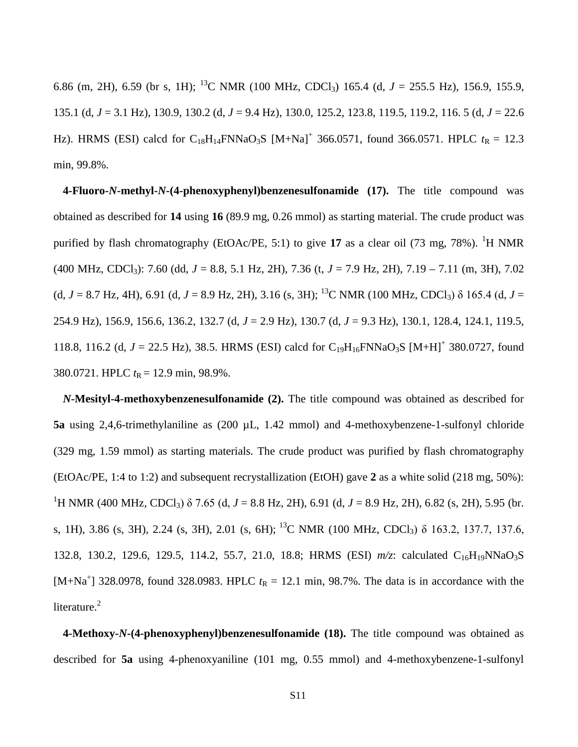6.86 (m, 2H), 6.59 (br s, 1H); $^{13}$C NMR (100 MHz, $CDCl_3$) 165.4 (d, *J* = 255.5 Hz), 156.9, 155.9, 135.1 (d, *J* = 3.1 Hz), 130.9, 130.2 (d, *J* = 9.4 Hz), 130.0, 125.2, 123.8, 119.5, 119.2, 116. 5 (d, *J* = 22.6 Hz). HRMS (ESI) calcd for $C_{18}H_{14}FNNaO_3S$ $[M+Na]^+$ 366.0571, found 366.0571. HPLC $t_R$ = 12.3 min, 99.8%.

**4-Fluoro-*N*-methyl-*N*-(4-phenoxyphenyl)benzenesulfonamide (17).** The title compound was obtained as described for **14** using **16** (89.9 mg, 0.26 mmol) as starting material. The crude product was purified by flash chromatography (EtOAc/PE, 5:1) to give **17** as a clear oil (73 mg, 78%). $^1$H NMR (400 MHz, $CDCl_3$): 7.60 (dd, *J* = 8.8, 5.1 Hz, 2H), 7.36 (t, *J* = 7.9 Hz, 2H), 7.19 – 7.11 (m, 3H), 7.02 (d, *J* = 8.7 Hz, 4H), 6.91 (d, *J* = 8.9 Hz, 2H), 3.16 (s, 3H); $^{13}$C NMR (100 MHz, $CDCl_3$) δ 165.4 (d, *J* = 254.9 Hz), 156.9, 156.6, 136.2, 132.7 (d, *J* = 2.9 Hz), 130.7 (d, *J* = 9.3 Hz), 130.1, 128.4, 124.1, 119.5, 118.8, 116.2 (d, *J* = 22.5 Hz), 38.5. HRMS (ESI) calcd for $C_{19}H_{16}FNNaO_3S$ $[M+H]^+$ 380.0727, found 380.0721. HPLC $t_R$ = 12.9 min, 98.9%.

***N*-Mesityl-4-methoxybenzenesulfonamide (2).** The title compound was obtained as described for **5a** using 2,4,6-trimethylaniline as (200 µL, 1.42 mmol) and 4-methoxybenzene-1-sulfonyl chloride (329 mg, 1.59 mmol) as starting materials. The crude product was purified by flash chromatography (EtOAc/PE, 1:4 to 1:2) and subsequent recrystallization (EtOH) gave **2** as a white solid (218 mg, 50%): $^1$H NMR (400 MHz, $CDCl_3$) δ 7.65 (d, *J* = 8.8 Hz, 2H), 6.91 (d, *J* = 8.9 Hz, 2H), 6.82 (s, 2H), 5.95 (br. s, 1H), 3.86 (s, 3H), 2.24 (s, 3H), 2.01 (s, 6H); $^{13}$C NMR (100 MHz, $CDCl_3$) δ 163.2, 137.7, 137.6, 132.8, 130.2, 129.6, 129.5, 114.2, 55.7, 21.0, 18.8; HRMS (ESI) *m/z*: calculated $C_{16}H_{19}NNaO_3S$ $[M+Na^+]$ 328.0978, found 328.0983. HPLC $t_R$ = 12.1 min, 98.7%. The data is in accordance with the literature.[2]

**4-Methoxy-*N*-(4-phenoxyphenyl)benzenesulfonamide (18).** The title compound was obtained as described for **5a** using 4-phenoxyaniline (101 mg, 0.55 mmol) and 4-methoxybenzene-1-sulfonyl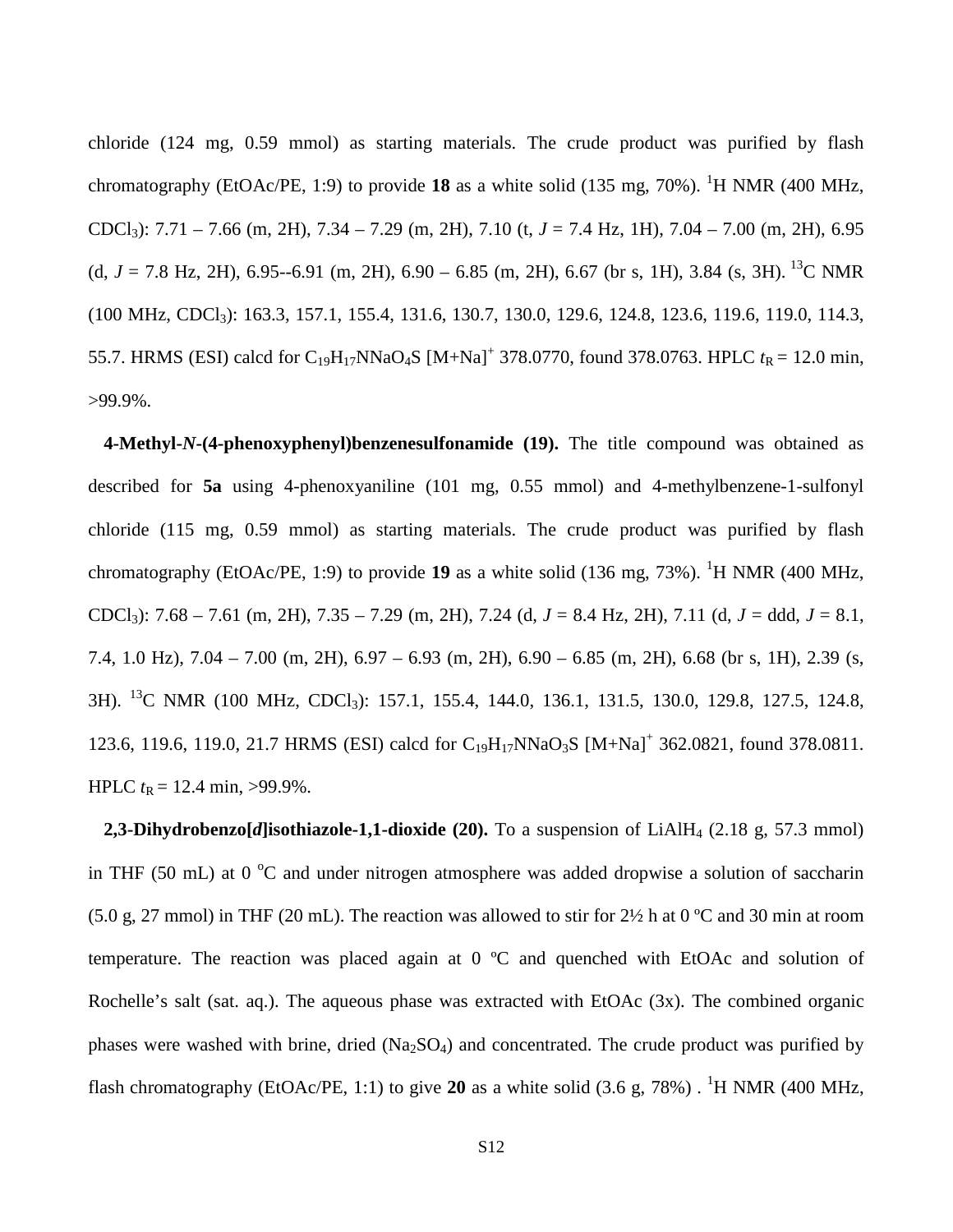chloride (124 mg, 0.59 mmol) as starting materials. The crude product was purified by flash chromatography (EtOAc/PE, 1:9) to provide **18** as a white solid (135 mg, 70%). $^1$H NMR (400 MHz, $CDCl_3$): 7.71 – 7.66 (m, 2H), 7.34 – 7.29 (m, 2H), 7.10 (t, *J* = 7.4 Hz, 1H), 7.04 – 7.00 (m, 2H), 6.95 (d, *J* = 7.8 Hz, 2H), 6.95--6.91 (m, 2H), 6.90 – 6.85 (m, 2H), 6.67 (br s, 1H), 3.84 (s, 3H). $^{13}$C NMR (100 MHz, $CDCl_3$): 163.3, 157.1, 155.4, 131.6, 130.7, 130.0, 129.6, 124.8, 123.6, 119.6, 119.0, 114.3, 55.7. HRMS (ESI) calcd for $C_{19}H_{17}NNaO_4S$ $[M+Na]^+$ 378.0770, found 378.0763. HPLC $t_R$ = 12.0 min, >99.9%.

**4-Methyl-*N*-(4-phenoxyphenyl)benzenesulfonamide (19).** The title compound was obtained as described for **5a** using 4-phenoxyaniline (101 mg, 0.55 mmol) and 4-methylbenzene-1-sulfonyl chloride (115 mg, 0.59 mmol) as starting materials. The crude product was purified by flash chromatography (EtOAc/PE, 1:9) to provide **19** as a white solid (136 mg, 73%). $^1$H NMR (400 MHz, $CDCl_3$): 7.68 – 7.61 (m, 2H), 7.35 – 7.29 (m, 2H), 7.24 (d, *J* = 8.4 Hz, 2H), 7.11 (d, *J* = ddd, *J* = 8.1, 7.4, 1.0 Hz), 7.04 – 7.00 (m, 2H), 6.97 – 6.93 (m, 2H), 6.90 – 6.85 (m, 2H), 6.68 (br s, 1H), 2.39 (s, 3H). $^{13}$C NMR (100 MHz, $CDCl_3$): 157.1, 155.4, 144.0, 136.1, 131.5, 130.0, 129.8, 127.5, 124.8, 123.6, 119.6, 119.0, 21.7 HRMS (ESI) calcd for $C_{19}H_{17}NNaO_3S$ $[M+Na]^+$ 362.0821, found 378.0811. HPLC $t_R$ = 12.4 min, >99.9%.

**2,3-Dihydrobenzo[*d*]isothiazole-1,1-dioxide (20).** To a suspension of $LiAlH_4$ (2.18 g, 57.3 mmol) in THF (50 mL) at 0 $^o$C and under nitrogen atmosphere was added dropwise a solution of saccharin (5.0 g, 27 mmol) in THF (20 mL). The reaction was allowed to stir for 2½ h at 0 ºC and 30 min at room temperature. The reaction was placed again at 0 ºC and quenched with EtOAc and solution of Rochelle's salt (sat. aq.). The aqueous phase was extracted with EtOAc (3x). The combined organic phases were washed with brine, dried ($Na_2SO_4$) and concentrated. The crude product was purified by flash chromatography (EtOAc/PE, 1:1) to give **20** as a white solid (3.6 g, 78%) . $^1$H NMR (400 MHz,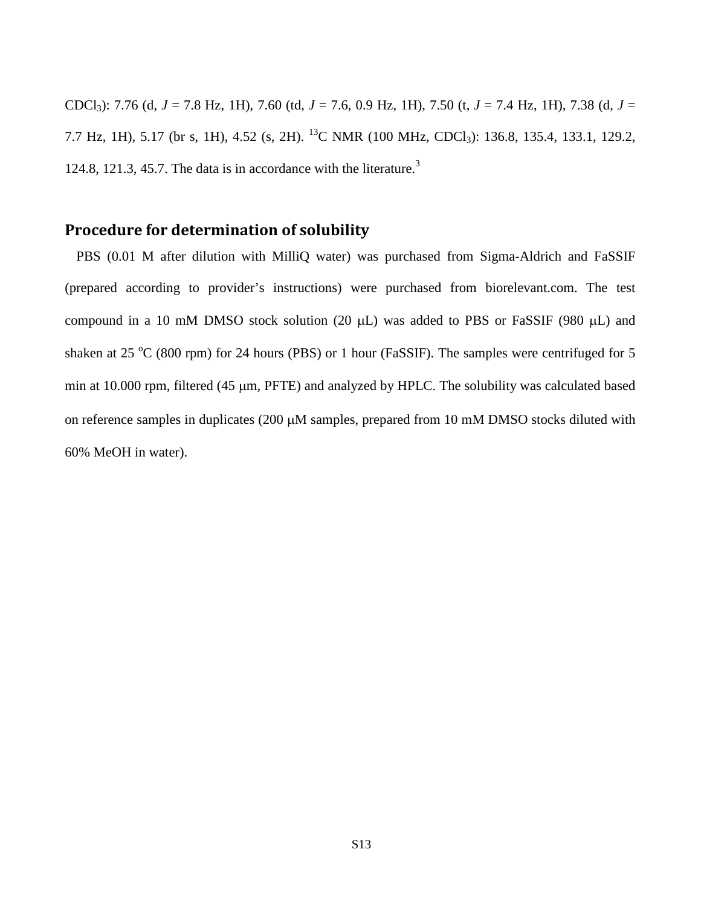$CDCl_3$): 7.76 (d, *J* = 7.8 Hz, 1H), 7.60 (td, *J* = 7.6, 0.9 Hz, 1H), 7.50 (t, *J* = 7.4 Hz, 1H), 7.38 (d, *J* = 7.7 Hz, 1H), 5.17 (br s, 1H), 4.52 (s, 2H). $^{13}C$ NMR (100 MHz, $CDCl_3$): 136.8, 135.4, 133.1, 129.2, 124.8, 121.3, 45.7. The data is in accordance with the literature.[3]

## Procedure for determination of solubility

PBS (0.01 M after dilution with MilliQ water) was purchased from Sigma-Aldrich and FaSSIF (prepared according to provider's instructions) were purchased from biorelevant.com. The test compound in a 10 mM DMSO stock solution (20 μL) was added to PBS or FaSSIF (980 μL) and shaken at 25 $^{o}$C (800 rpm) for 24 hours (PBS) or 1 hour (FaSSIF). The samples were centrifuged for 5 min at 10.000 rpm, filtered (45 μm, PFTE) and analyzed by HPLC. The solubility was calculated based on reference samples in duplicates (200 μM samples, prepared from 10 mM DMSO stocks diluted with 60% MeOH in water).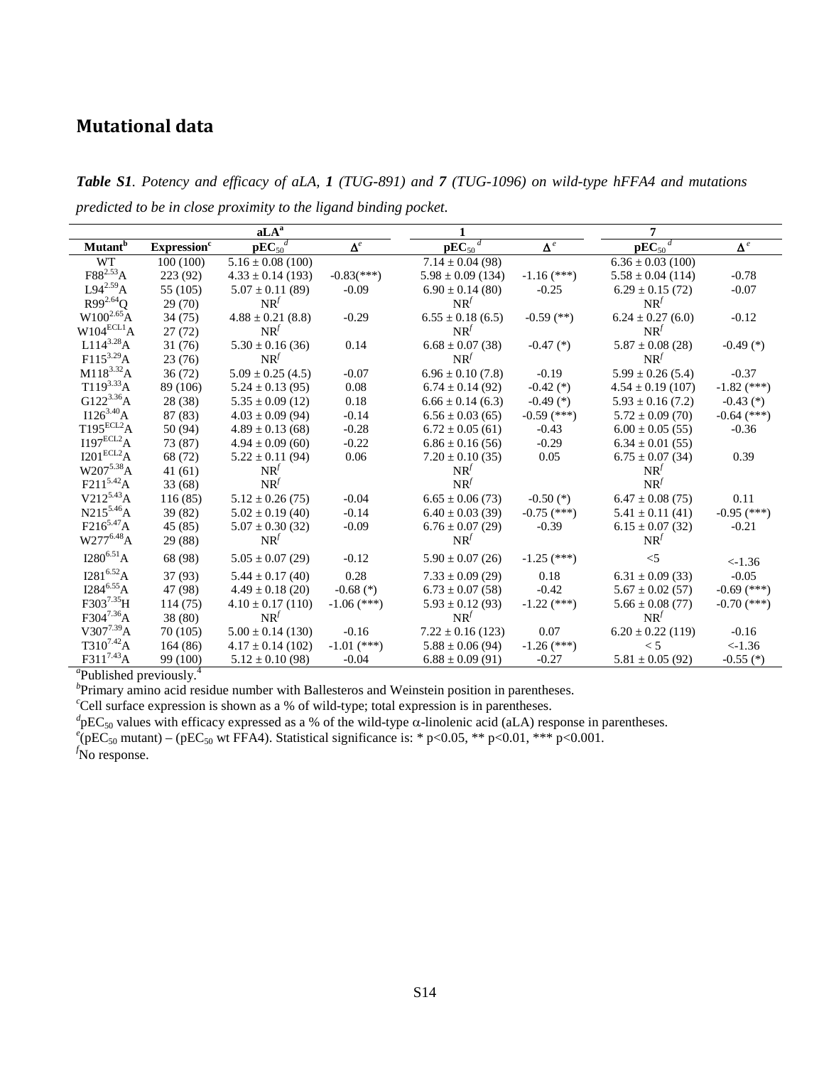## Mutational data

***Table S1****. Potency and efficacy of aLA,* ***1*** *(TUG-891) and* ***7*** *(TUG-1096) on wild-type hFFA4 and mutations predicted to be in close proximity to the ligand binding pocket.*

| | | aLA[a] | | 1 | | 7 | |
|---|---|---|---|---|---|---|---|
| Mutant[b] | Expression[c] | $pEC_{50}$[d] | Δ[e] | $pEC_{50}$[d] | Δ[e] | $pEC_{50}$[d] | Δ[e] |
| WT | 100 (100) | 5.16 ± 0.08 (100) | | 7.14 ± 0.04 (98) | | 6.36 ± 0.03 (100) | |
| F88[2.53]A | 223 (92) | 4.33 ± 0.14 (193) | -0.83(***) | 5.98 ± 0.09 (134) | -1.16 (***) | 5.58 ± 0.04 (114) | -0.78 |
| L94[2.59]A | 55 (105) | 5.07 ± 0.11 (89) | -0.09 | 6.90 ± 0.14 (80) | -0.25 | 6.29 ± 0.15 (72) | -0.07 |
| R99[2.64]Q | 29 (70) | NR[f] | | NR[f] | | NR[f] | |
| W100[2.65]A | 34 (75) | 4.88 ± 0.21 (8.8) | -0.29 | 6.55 ± 0.18 (6.5) | -0.59 (**) | 6.24 ± 0.27 (6.0) | -0.12 |
| W104[ECL1]A | 27 (72) | NR[f] | | NR[f] | | NR[f] | |
| L114[3.28]A | 31 (76) | 5.30 ± 0.16 (36) | 0.14 | 6.68 ± 0.07 (38) | -0.47 (*) | 5.87 ± 0.08 (28) | -0.49 (*) |
| F115[3.29]A | 23 (76) | NR[f] | | NR[f] | | NR[f] | |
| M118[3.32]A | 36 (72) | 5.09 ± 0.25 (4.5) | -0.07 | 6.96 ± 0.10 (7.8) | -0.19 | 5.99 ± 0.26 (5.4) | -0.37 |
| T119[3.33]A | 89 (106) | 5.24 ± 0.13 (95) | 0.08 | 6.74 ± 0.14 (92) | -0.42 (*) | 4.54 ± 0.19 (107) | -1.82 (***) |
| G122[3.36]A | 28 (38) | 5.35 ± 0.09 (12) | 0.18 | 6.66 ± 0.14 (6.3) | -0.49 (*) | 5.93 ± 0.16 (7.2) | -0.43 (*) |
| I126[3.40]A | 87 (83) | 4.03 ± 0.09 (94) | -0.14 | 6.56 ± 0.03 (65) | -0.59 (***) | 5.72 ± 0.09 (70) | -0.64 (***) |
| T195[ECL2]A | 50 (94) | 4.89 ± 0.13 (68) | -0.28 | 6.72 ± 0.05 (61) | -0.43 | 6.00 ± 0.05 (55) | -0.36 |
| I197[ECL2]A | 73 (87) | 4.94 ± 0.09 (60) | -0.22 | 6.86 ± 0.16 (56) | -0.29 | 6.34 ± 0.01 (55) | |
| I201[ECL2]A | 68 (72) | 5.22 ± 0.11 (94) | 0.06 | 7.20 ± 0.10 (35) | 0.05 | 6.75 ± 0.07 (34) | 0.39 |
| W207[5.38]A | 41 (61) | NR[f] | | NR[f] | | NR[f] | |
| F211[5.42]A | 33 (68) | NR[f] | | NR[f] | | NR[f] | |
| V212[5.43]A | 116 (85) | 5.12 ± 0.26 (75) | -0.04 | 6.65 ± 0.06 (73) | -0.50 (*) | 6.47 ± 0.08 (75) | 0.11 |
| N215[5.46]A | 39 (82) | 5.02 ± 0.19 (40) | -0.14 | 6.40 ± 0.03 (39) | -0.75 (***) | 5.41 ± 0.11 (41) | -0.95 (***) |
| F216[5.47]A | 45 (85) | 5.07 ± 0.30 (32) | -0.09 | 6.76 ± 0.07 (29) | -0.39 | 6.15 ± 0.07 (32) | -0.21 |
| W277[6.48]A | 29 (88) | NR[f] | | NR[f] | | NR[f] | |
| I280[6.51]A | 68 (98) | 5.05 ± 0.07 (29) | -0.12 | 5.90 ± 0.07 (26) | -1.25 (***) | <5 | <-1.36 |
| I281[6.52]A | 37 (93) | 5.44 ± 0.17 (40) | 0.28 | 7.33 ± 0.09 (29) | 0.18 | 6.31 ± 0.09 (33) | -0.05 |
| I284[6.55]A | 47 (98) | 4.49 ± 0.18 (20) | -0.68 (*) | 6.73 ± 0.07 (58) | -0.42 | 5.67 ± 0.02 (57) | -0.69 (***) |
| F303[7.35]H | 114 (75) | 4.10 ± 0.17 (110) | -1.06 (***) | 5.93 ± 0.12 (93) | -1.22 (***) | 5.66 ± 0.08 (77) | -0.70 (***) |
| F304[7.36]A | 38 (80) | NR[f] | | NR[f] | | NR[f] | |
| V307[7.39]A | 70 (105) | 5.00 ± 0.14 (130) | -0.16 | 7.22 ± 0.16 (123) | 0.07 | 6.20 ± 0.22 (119) | -0.16 |
| T310[7.42]A | 164 (86) | 4.17 ± 0.14 (102) | -1.01 (***) | 5.88 ± 0.06 (94) | -1.26 (***) | < 5 | <-1.36 |
| F311[7.43]A | 99 (100) | 5.12 ± 0.10 (98) | -0.04 | 6.88 ± 0.09 (91) | -0.27 | 5.81 ± 0.05 (92) | -0.55 (*) |

[a]Published previously.[4]

[b]Primary amino acid residue number with Ballesteros and Weinstein position in parentheses.

[c]Cell surface expression is shown as a % of wild-type; total expression is in parentheses.

[d]$pEC_{50}$ values with efficacy expressed as a % of the wild-type α-linolenic acid (aLA) response in parentheses.

[e]($pEC_{50}$ mutant) – ($pEC_{50}$ wt FFA4). Statistical significance is: * p<0.05, ** p<0.01, *** p<0.001.

[f]No response.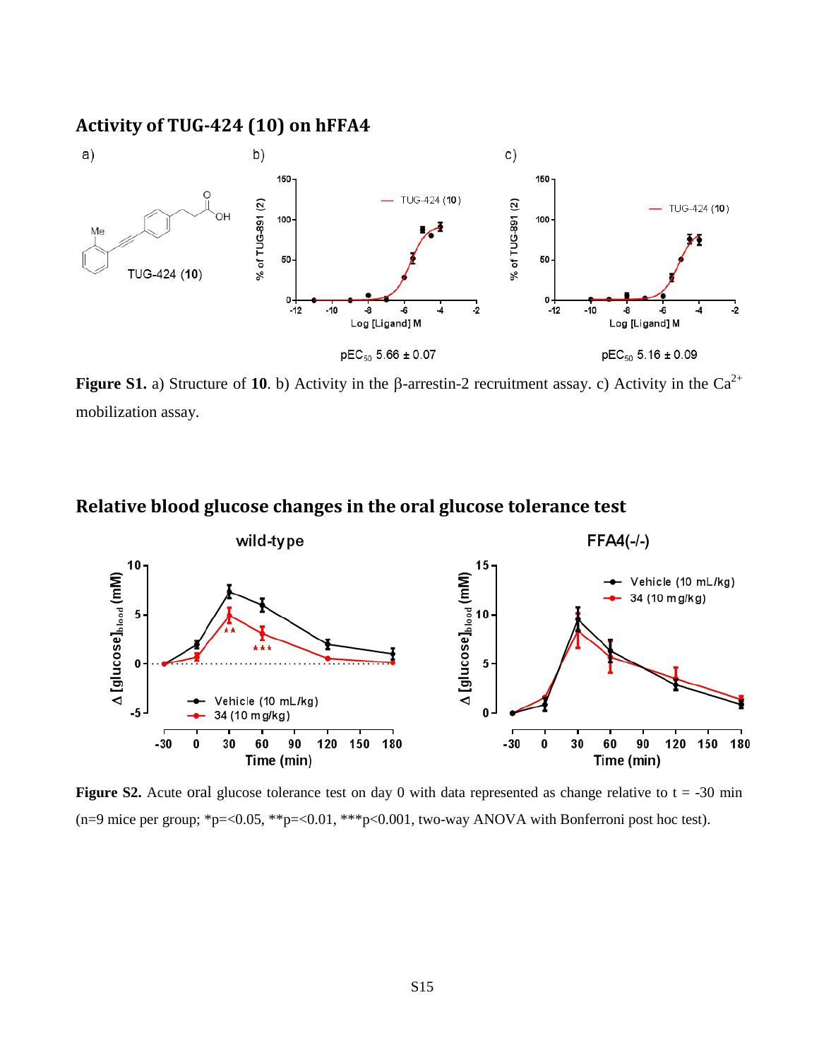## Activity of TUG-424 (10) on hFFA4

pEC$_{50}$ 5.66 ± 0.07

pEC$_{50}$ 5.16 ± 0.09

**Figure S1.** a) Structure of **10**. b) Activity in the β-arrestin-2 recruitment assay. c) Activity in the $Ca^{2+}$ mobilization assay.

## Relative blood glucose changes in the oral glucose tolerance test

**Figure S2.** Acute oral glucose tolerance test on day 0 with data represented as change relative to t = -30 min (n=9 mice per group; *p=<0.05, **p=<0.01, ***p<0.001, two-way ANOVA with Bonferroni post hoc test).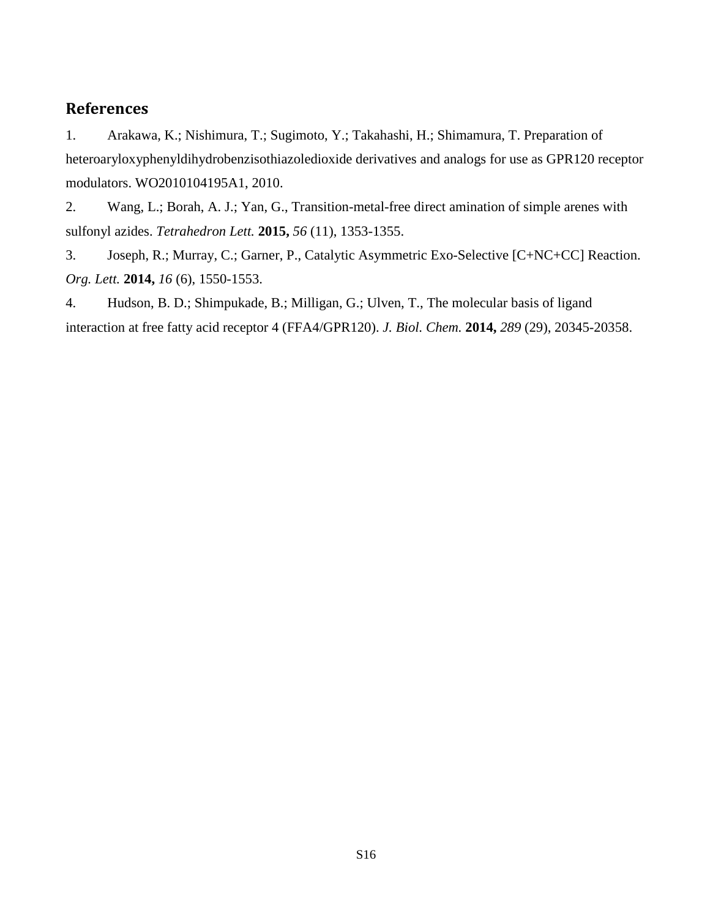## References

1. Arakawa, K.; Nishimura, T.; Sugimoto, Y.; Takahashi, H.; Shimamura, T. Preparation of heteroaryloxyphenyldihydrobenzisothiazoledioxide derivatives and analogs for use as GPR120 receptor modulators. WO2010104195A1, 2010.

2. Wang, L.; Borah, A. J.; Yan, G., Transition-metal-free direct amination of simple arenes with sulfonyl azides. *Tetrahedron Lett.* **2015,** *56* (11), 1353-1355.

3. Joseph, R.; Murray, C.; Garner, P., Catalytic Asymmetric Exo-Selective [C+NC+CC] Reaction. *Org. Lett.* **2014,** *16* (6), 1550-1553.

4. Hudson, B. D.; Shimpukade, B.; Milligan, G.; Ulven, T., The molecular basis of ligand interaction at free fatty acid receptor 4 (FFA4/GPR120). *J. Biol. Chem.* **2014,** *289* (29), 20345-20358.